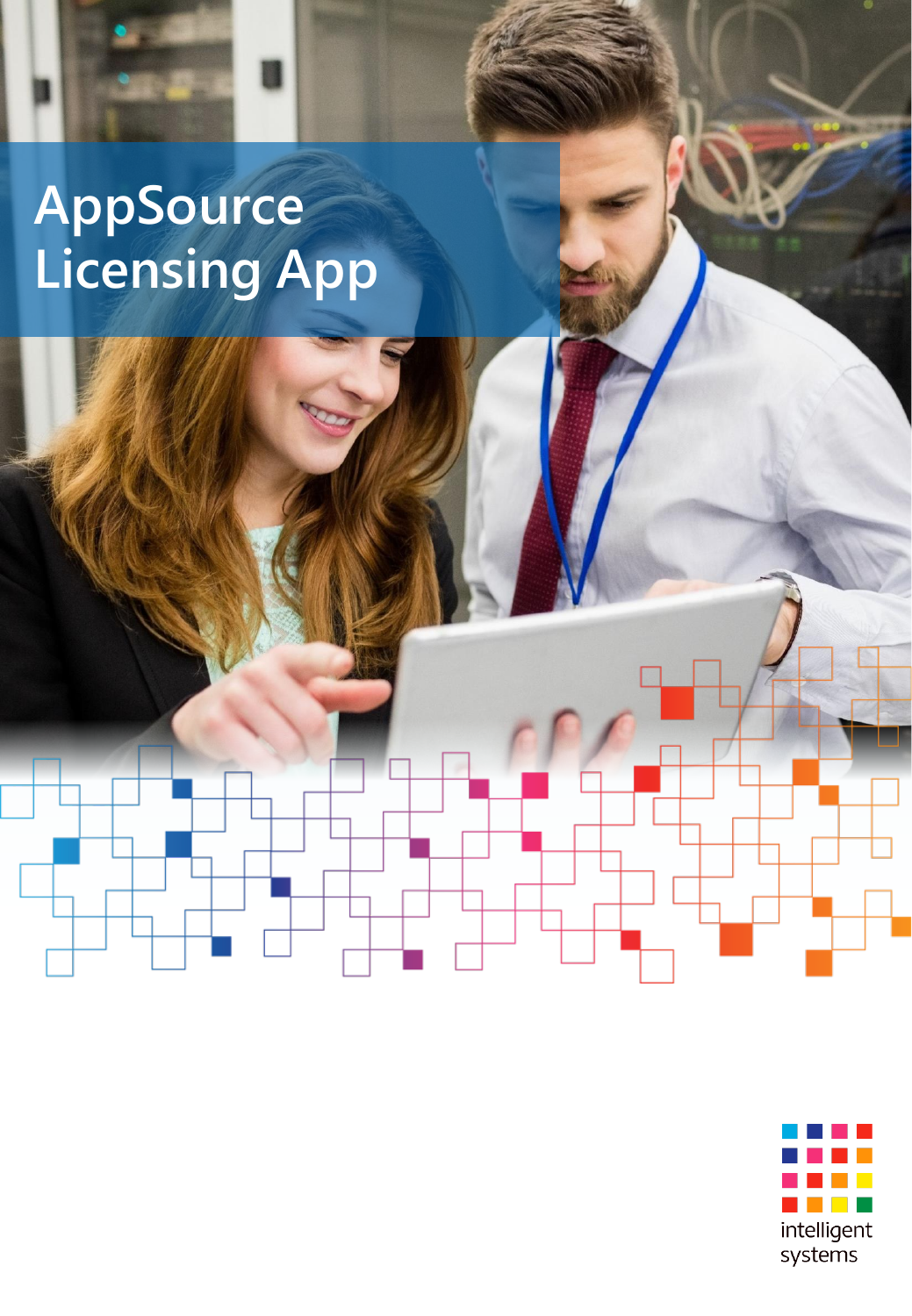# AppSource Licensing App

intelligent systems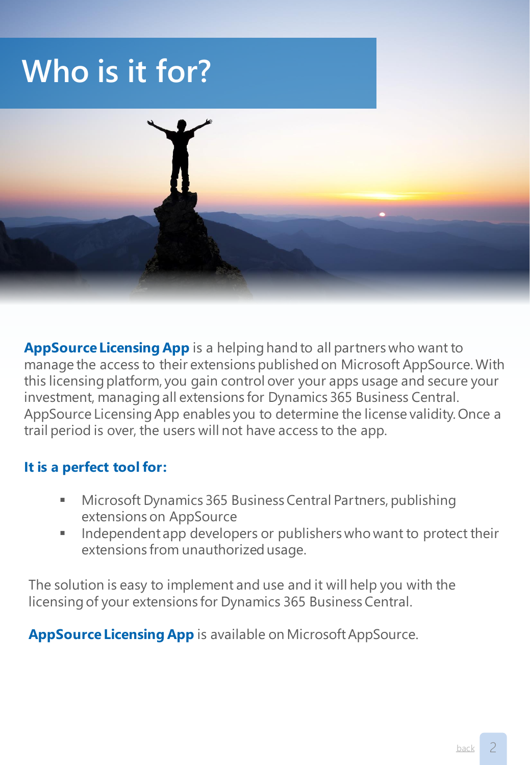# Who is it for?

**AppSource Licensing App** is a helping hand to all partners who want to manage the access to their extensions published on Microsoft AppSource. With this licensing platform, you gain control over your apps usage and secure your investment, managing all extensions for Dynamics 365 Business Central. AppSource Licensing App enables you to determine the license validity. Once a trail period is over, the users will not have access to the app.

**It is a perfect tool for:**

- Microsoft Dynamics 365 Business Central Partners, publishing extensions on AppSource
- Independent app developers or publishers who want to protect their extensions from unauthorized usage.

The solution is easy to implement and use and it will help you with the licensing of your extensions for Dynamics 365 Business Central.

**AppSource Licensing App** is available on Microsoft AppSource.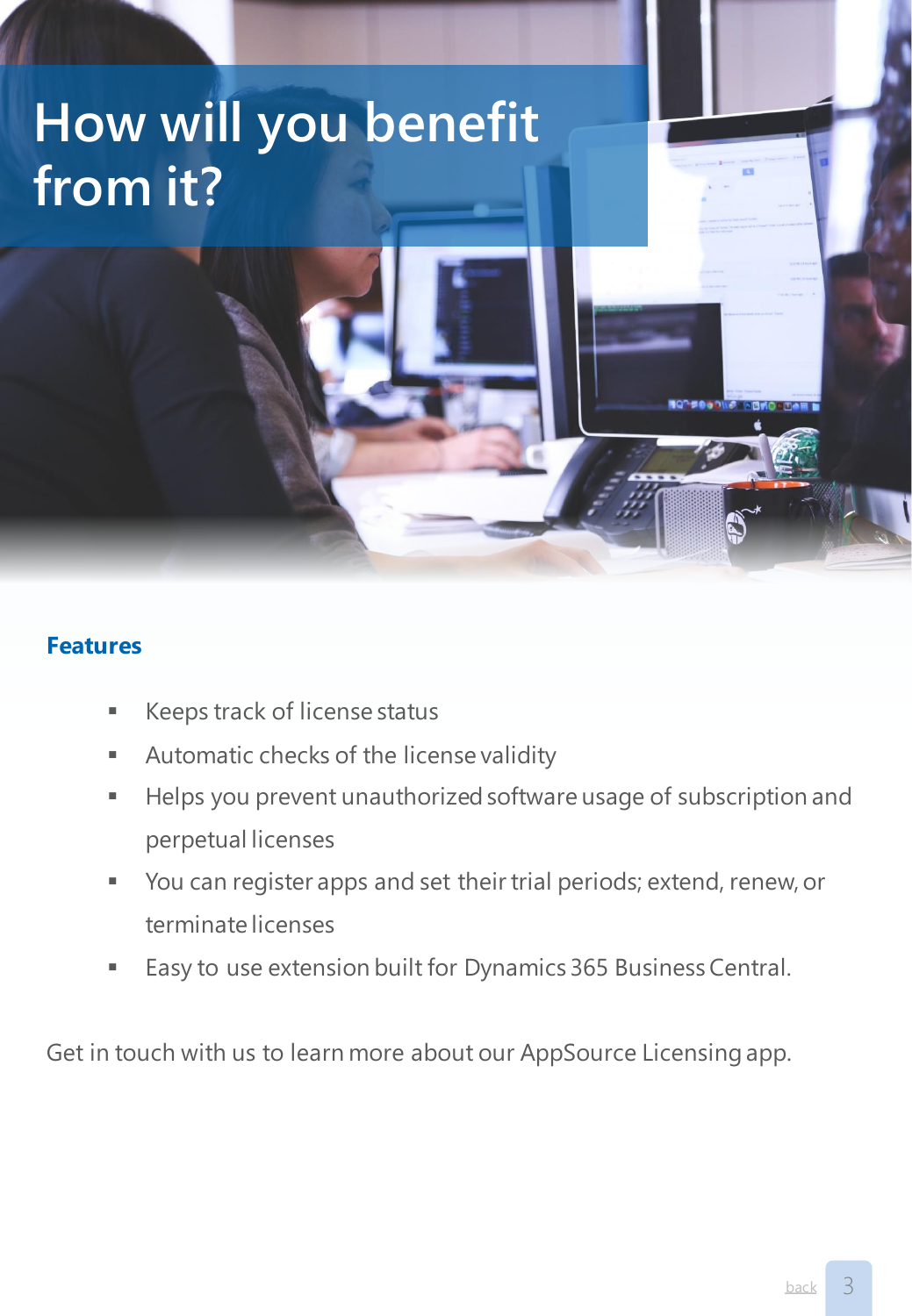# How will you benefit from it?

## Features

- Keeps track of license status
- Automatic checks of the license validity
- Helps you prevent unauthorized software usage of subscription and perpetual licenses
- You can register apps and set their trial periods; extend, renew, or terminate licenses
- Easy to use extension built for Dynamics 365 Business Central.

Get in touch with us to learn more about our AppSource Licensing app.

back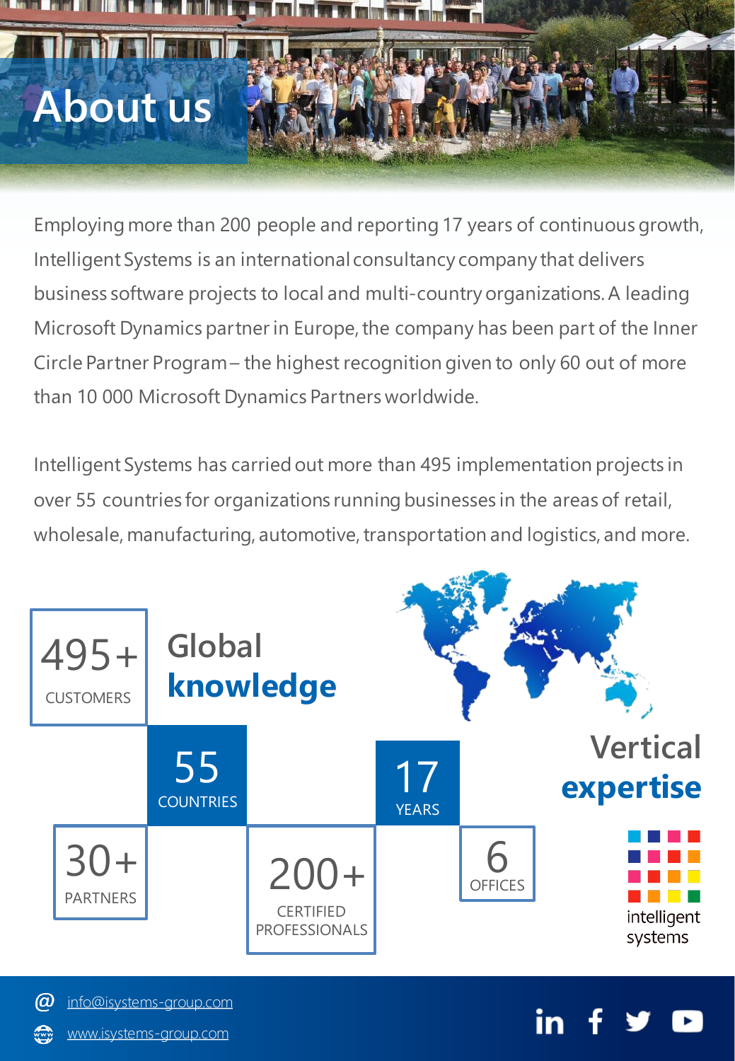# About us

Employing more than 200 people and reporting 17 years of continuous growth, Intelligent Systems is an international consultancy company that delivers business software projects to local and multi-country organizations. A leading Microsoft Dynamics partner in Europe, the company has been part of the Inner Circle Partner Program – the highest recognition given to only 60 out of more than 10 000 Microsoft Dynamics Partners worldwide.

Intelligent Systems has carried out more than 495 implementation projects in over 55 countries for organizations running businesses in the areas of retail, wholesale, manufacturing, automotive, transportation and logistics, and more.

## Global **knowledge**

495+
CUSTOMERS

55
COUNTRIES

17
YEARS

30+
PARTNERS

200+
CERTIFIED PROFESSIONALS

6
OFFICES

## Vertical **expertise**

intelligent systems

info@isystems-group.com

www.isystems-group.com